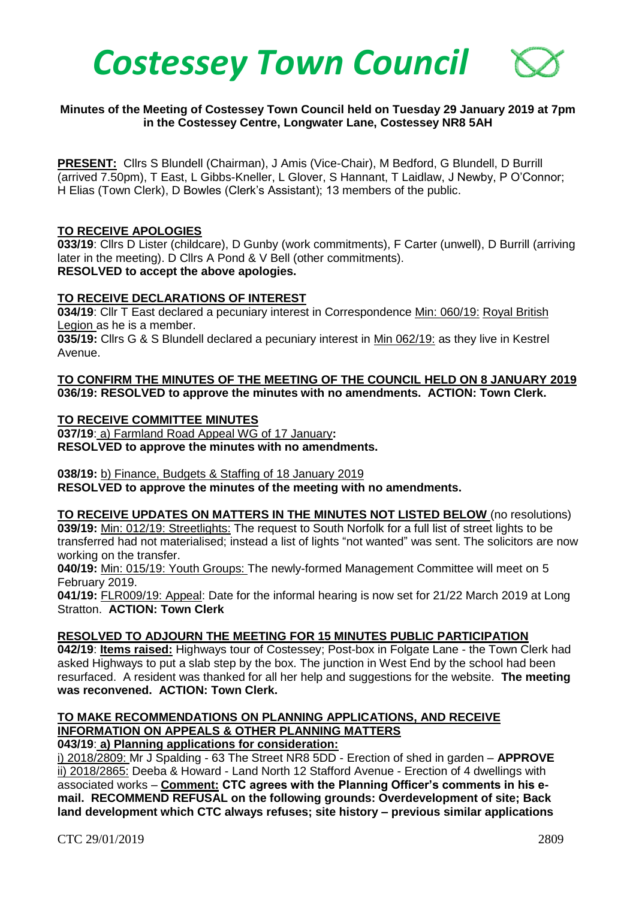# Costessey Town Council

**Minutes of the Meeting of Costessey Town Council held on Tuesday 29 January 2019 at 7pm in the Costessey Centre, Longwater Lane, Costessey NR8 5AH**

**PRESENT:** Cllrs S Blundell (Chairman), J Amis (Vice-Chair), M Bedford, G Blundell, D Burrill (arrived 7.50pm), T East, L Gibbs-Kneller, L Glover, S Hannant, T Laidlaw, J Newby, P O'Connor; H Elias (Town Clerk), D Bowles (Clerk's Assistant); 13 members of the public.

**TO RECEIVE APOLOGIES**

**033/19**: Cllrs D Lister (childcare), D Gunby (work commitments), F Carter (unwell), D Burrill (arriving later in the meeting). D Cllrs A Pond & V Bell (other commitments).
**RESOLVED to accept the above apologies.**

**TO RECEIVE DECLARATIONS OF INTEREST**

**034/19**: Cllr T East declared a pecuniary interest in Correspondence Min: 060/19: Royal British Legion as he is a member.

**035/19:** Cllrs G & S Blundell declared a pecuniary interest in Min 062/19: as they live in Kestrel Avenue.

**TO CONFIRM THE MINUTES OF THE MEETING OF THE COUNCIL HELD ON 8 JANUARY 2019**
**036/19: RESOLVED to approve the minutes with no amendments. ACTION: Town Clerk.**

**TO RECEIVE COMMITTEE MINUTES**

**037/19**: a) Farmland Road Appeal WG of 17 January**:**
**RESOLVED to approve the minutes with no amendments.**

**038/19:** b) Finance, Budgets & Staffing of 18 January 2019
**RESOLVED to approve the minutes of the meeting with no amendments.**

**TO RECEIVE UPDATES ON MATTERS IN THE MINUTES NOT LISTED BELOW** (no resolutions)

**039/19:** Min: 012/19: Streetlights: The request to South Norfolk for a full list of street lights to be transferred had not materialised; instead a list of lights "not wanted" was sent. The solicitors are now working on the transfer.

**040/19:** Min: 015/19: Youth Groups: The newly-formed Management Committee will meet on 5 February 2019.

**041/19:** FLR009/19: Appeal: Date for the informal hearing is now set for 21/22 March 2019 at Long Stratton. **ACTION: Town Clerk**

**RESOLVED TO ADJOURN THE MEETING FOR 15 MINUTES PUBLIC PARTICIPATION**

**042/19**: **Items raised:** Highways tour of Costessey; Post-box in Folgate Lane - the Town Clerk had asked Highways to put a slab step by the box. The junction in West End by the school had been resurfaced. A resident was thanked for all her help and suggestions for the website. **The meeting was reconvened. ACTION: Town Clerk.**

**TO MAKE RECOMMENDATIONS ON PLANNING APPLICATIONS, AND RECEIVE INFORMATION ON APPEALS & OTHER PLANNING MATTERS**

**043/19**: **a) Planning applications for consideration:**

i) 2018/2809: Mr J Spalding - 63 The Street NR8 5DD - Erection of shed in garden – **APPROVE**
ii) 2018/2865: Deeba & Howard - Land North 12 Stafford Avenue - Erection of 4 dwellings with associated works – **Comment: CTC agrees with the Planning Officer's comments in his e-mail. RECOMMEND REFUSAL on the following grounds: Overdevelopment of site; Back land development which CTC always refuses; site history – previous similar applications**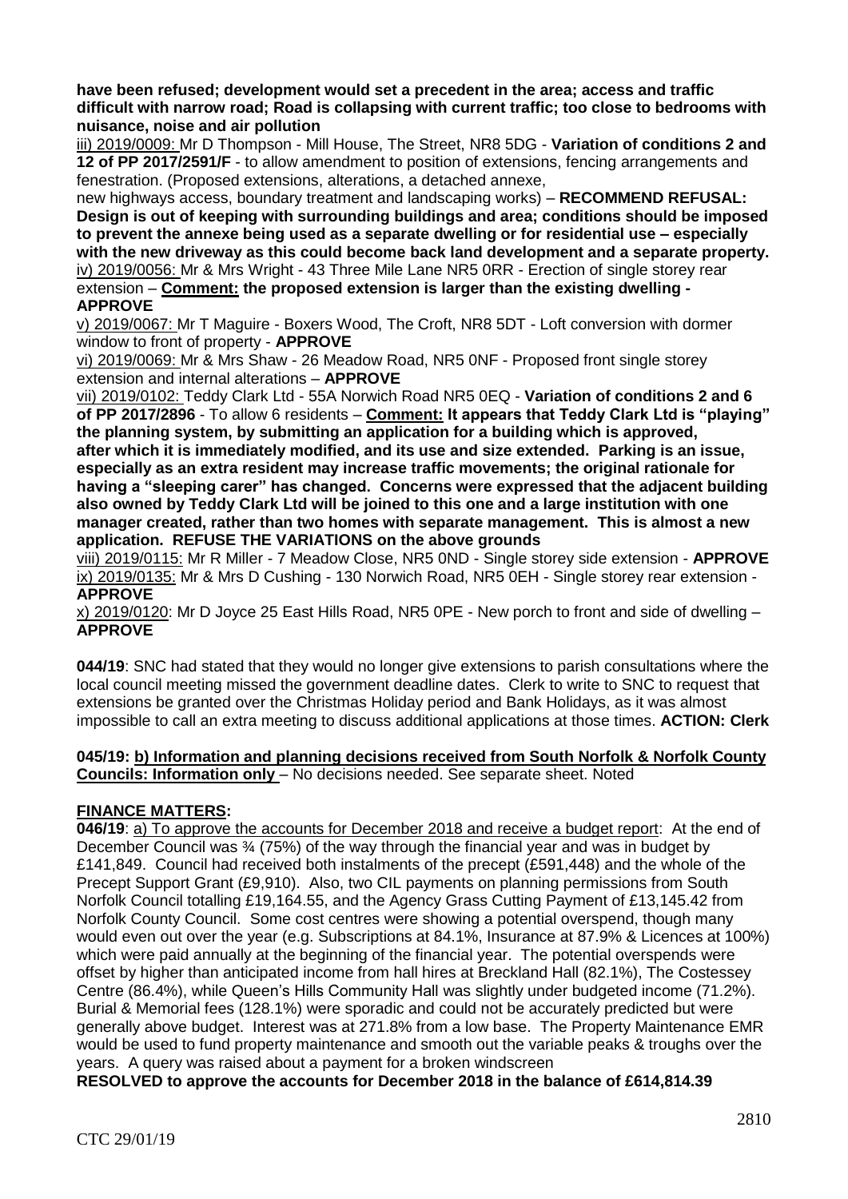**have been refused; development would set a precedent in the area; access and traffic difficult with narrow road; Road is collapsing with current traffic; too close to bedrooms with nuisance, noise and air pollution**

iii) 2019/0009: Mr D Thompson - Mill House, The Street, NR8 5DG - **Variation of conditions 2 and 12 of PP 2017/2591/F** - to allow amendment to position of extensions, fencing arrangements and fenestration. (Proposed extensions, alterations, a detached annexe, new highways access, boundary treatment and landscaping works) – **RECOMMEND REFUSAL: Design is out of keeping with surrounding buildings and area; conditions should be imposed to prevent the annexe being used as a separate dwelling or for residential use – especially with the new driveway as this could become back land development and a separate property.**

iv) 2019/0056: Mr & Mrs Wright - 43 Three Mile Lane NR5 0RR - Erection of single storey rear extension – **Comment: the proposed extension is larger than the existing dwelling - APPROVE**

v) 2019/0067: Mr T Maguire - Boxers Wood, The Croft, NR8 5DT - Loft conversion with dormer window to front of property - **APPROVE**

vi) 2019/0069: Mr & Mrs Shaw - 26 Meadow Road, NR5 0NF - Proposed front single storey extension and internal alterations – **APPROVE**

vii) 2019/0102: Teddy Clark Ltd - 55A Norwich Road NR5 0EQ - **Variation of conditions 2 and 6 of PP 2017/2896** - To allow 6 residents – **Comment: It appears that Teddy Clark Ltd is "playing" the planning system, by submitting an application for a building which is approved, after which it is immediately modified, and its use and size extended. Parking is an issue, especially as an extra resident may increase traffic movements; the original rationale for having a "sleeping carer" has changed. Concerns were expressed that the adjacent building also owned by Teddy Clark Ltd will be joined to this one and a large institution with one manager created, rather than two homes with separate management. This is almost a new application. REFUSE THE VARIATIONS on the above grounds**

viii) 2019/0115: Mr R Miller - 7 Meadow Close, NR5 0ND - Single storey side extension - **APPROVE**

ix) 2019/0135: Mr & Mrs D Cushing - 130 Norwich Road, NR5 0EH - Single storey rear extension - **APPROVE**

x) 2019/0120: Mr D Joyce 25 East Hills Road, NR5 0PE - New porch to front and side of dwelling – **APPROVE**

**044/19**: SNC had stated that they would no longer give extensions to parish consultations where the local council meeting missed the government deadline dates. Clerk to write to SNC to request that extensions be granted over the Christmas Holiday period and Bank Holidays, as it was almost impossible to call an extra meeting to discuss additional applications at those times. **ACTION: Clerk**

**045/19: b) Information and planning decisions received from South Norfolk & Norfolk County Councils: Information only** – No decisions needed. See separate sheet. Noted

## FINANCE MATTERS:

**046/19**: a) To approve the accounts for December 2018 and receive a budget report: At the end of December Council was ¾ (75%) of the way through the financial year and was in budget by £141,849. Council had received both instalments of the precept (£591,448) and the whole of the Precept Support Grant (£9,910). Also, two CIL payments on planning permissions from South Norfolk Council totalling £19,164.55, and the Agency Grass Cutting Payment of £13,145.42 from Norfolk County Council. Some cost centres were showing a potential overspend, though many would even out over the year (e.g. Subscriptions at 84.1%, Insurance at 87.9% & Licences at 100%) which were paid annually at the beginning of the financial year. The potential overspends were offset by higher than anticipated income from hall hires at Breckland Hall (82.1%), The Costessey Centre (86.4%), while Queen's Hills Community Hall was slightly under budgeted income (71.2%). Burial & Memorial fees (128.1%) were sporadic and could not be accurately predicted but were generally above budget. Interest was at 271.8% from a low base. The Property Maintenance EMR would be used to fund property maintenance and smooth out the variable peaks & troughs over the years. A query was raised about a payment for a broken windscreen

**RESOLVED to approve the accounts for December 2018 in the balance of £614,814.39**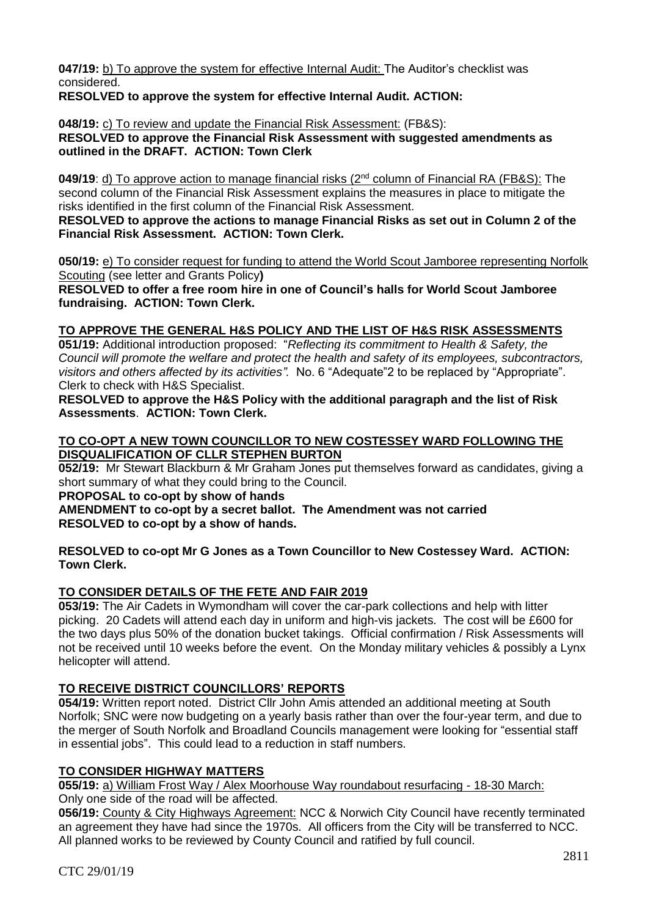**047/19:** <u>b) To approve the system for effective Internal Audit:</u> The Auditor's checklist was considered.

**RESOLVED to approve the system for effective Internal Audit. ACTION:**

**048/19:** <u>c) To review and update the Financial Risk Assessment:</u> (FB&S):

**RESOLVED to approve the Financial Risk Assessment with suggested amendments as outlined in the DRAFT. ACTION: Town Clerk**

**049/19**: <u>d) To approve action to manage financial risks (2nd column of Financial RA (FB&S):</u> The second column of the Financial Risk Assessment explains the measures in place to mitigate the risks identified in the first column of the Financial Risk Assessment.

**RESOLVED to approve the actions to manage Financial Risks as set out in Column 2 of the Financial Risk Assessment. ACTION: Town Clerk.**

**050/19:** <u>e) To consider request for funding to attend the World Scout Jamboree representing Norfolk Scouting</u> (see letter and Grants Policy**)**

**RESOLVED to offer a free room hire in one of Council's halls for World Scout Jamboree fundraising. ACTION: Town Clerk.**

**<u>TO APPROVE THE GENERAL H&S POLICY AND THE LIST OF H&S RISK ASSESSMENTS</u>**

**051/19:** Additional introduction proposed: "*Reflecting its commitment to Health & Safety, the Council will promote the welfare and protect the health and safety of its employees, subcontractors, visitors and others affected by its activities".* No. 6 "Adequate"2 to be replaced by "Appropriate". Clerk to check with H&S Specialist.

**RESOLVED to approve the H&S Policy with the additional paragraph and the list of Risk Assessments**. **ACTION: Town Clerk.**

**<u>TO CO-OPT A NEW TOWN COUNCILLOR TO NEW COSTESSEY WARD FOLLOWING THE DISQUALIFICATION OF CLLR STEPHEN BURTON</u>**

**052/19:** Mr Stewart Blackburn & Mr Graham Jones put themselves forward as candidates, giving a short summary of what they could bring to the Council.

**PROPOSAL to co-opt by show of hands**
**AMENDMENT to co-opt by a secret ballot. The Amendment was not carried**
**RESOLVED to co-opt by a show of hands.**

**RESOLVED to co-opt Mr G Jones as a Town Councillor to New Costessey Ward. ACTION: Town Clerk.**

**<u>TO CONSIDER DETAILS OF THE FETE AND FAIR 2019</u>**

**053/19:** The Air Cadets in Wymondham will cover the car-park collections and help with litter picking. 20 Cadets will attend each day in uniform and high-vis jackets. The cost will be £600 for the two days plus 50% of the donation bucket takings. Official confirmation / Risk Assessments will not be received until 10 weeks before the event. On the Monday military vehicles & possibly a Lynx helicopter will attend.

**<u>TO RECEIVE DISTRICT COUNCILLORS' REPORTS</u>**

**054/19:** Written report noted. District Cllr John Amis attended an additional meeting at South Norfolk; SNC were now budgeting on a yearly basis rather than over the four-year term, and due to the merger of South Norfolk and Broadland Councils management were looking for "essential staff in essential jobs". This could lead to a reduction in staff numbers.

**<u>TO CONSIDER HIGHWAY MATTERS</u>**

**055/19:** <u>a) William Frost Way / Alex Moorhouse Way roundabout resurfacing - 18-30 March:</u> Only one side of the road will be affected.

**056/19:** <u>County & City Highways Agreement:</u> NCC & Norwich City Council have recently terminated an agreement they have had since the 1970s. All officers from the City will be transferred to NCC. All planned works to be reviewed by County Council and ratified by full council.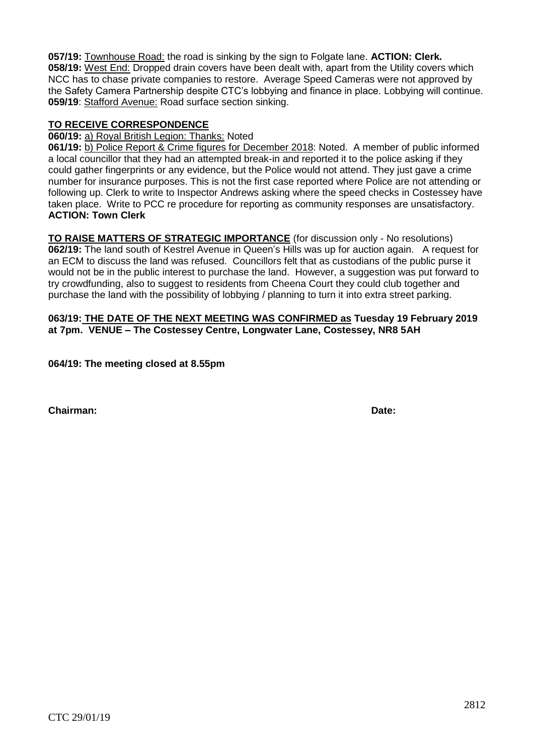**057/19:** Townhouse Road: the road is sinking by the sign to Folgate lane. **ACTION: Clerk.**
**058/19:** West End: Dropped drain covers have been dealt with, apart from the Utility covers which NCC has to chase private companies to restore. Average Speed Cameras were not approved by the Safety Camera Partnership despite CTC's lobbying and finance in place. Lobbying will continue.
**059/19**: Stafford Avenue: Road surface section sinking.

**TO RECEIVE CORRESPONDENCE**

**060/19:** a) Royal British Legion: Thanks: Noted

**061/19:** b) Police Report & Crime figures for December 2018: Noted. A member of public informed a local councillor that they had an attempted break-in and reported it to the police asking if they could gather fingerprints or any evidence, but the Police would not attend. They just gave a crime number for insurance purposes. This is not the first case reported where Police are not attending or following up. Clerk to write to Inspector Andrews asking where the speed checks in Costessey have taken place. Write to PCC re procedure for reporting as community responses are unsatisfactory.
**ACTION: Town Clerk**

**TO RAISE MATTERS OF STRATEGIC IMPORTANCE** (for discussion only - No resolutions)
**062/19:** The land south of Kestrel Avenue in Queen's Hills was up for auction again. A request for an ECM to discuss the land was refused. Councillors felt that as custodians of the public purse it would not be in the public interest to purchase the land. However, a suggestion was put forward to try crowdfunding, also to suggest to residents from Cheena Court they could club together and purchase the land with the possibility of lobbying / planning to turn it into extra street parking.

**063/19: THE DATE OF THE NEXT MEETING WAS CONFIRMED as Tuesday 19 February 2019 at 7pm. VENUE – The Costessey Centre, Longwater Lane, Costessey, NR8 5AH**

**064/19: The meeting closed at 8.55pm**

**Chairman:** **Date:**